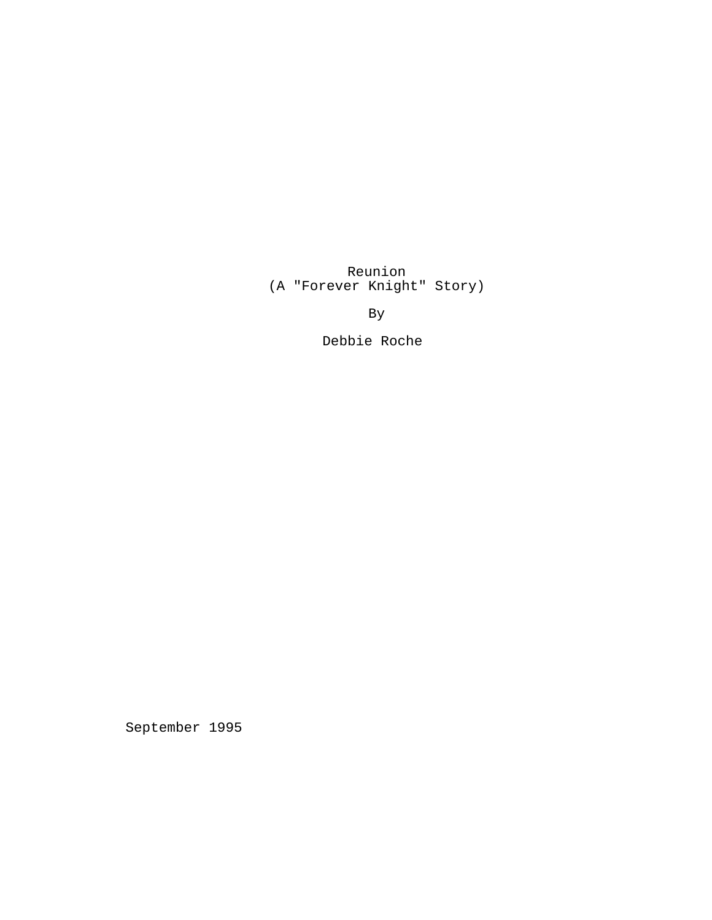Reunion
(A "Forever Knight" Story)

By

Debbie Roche

September 1995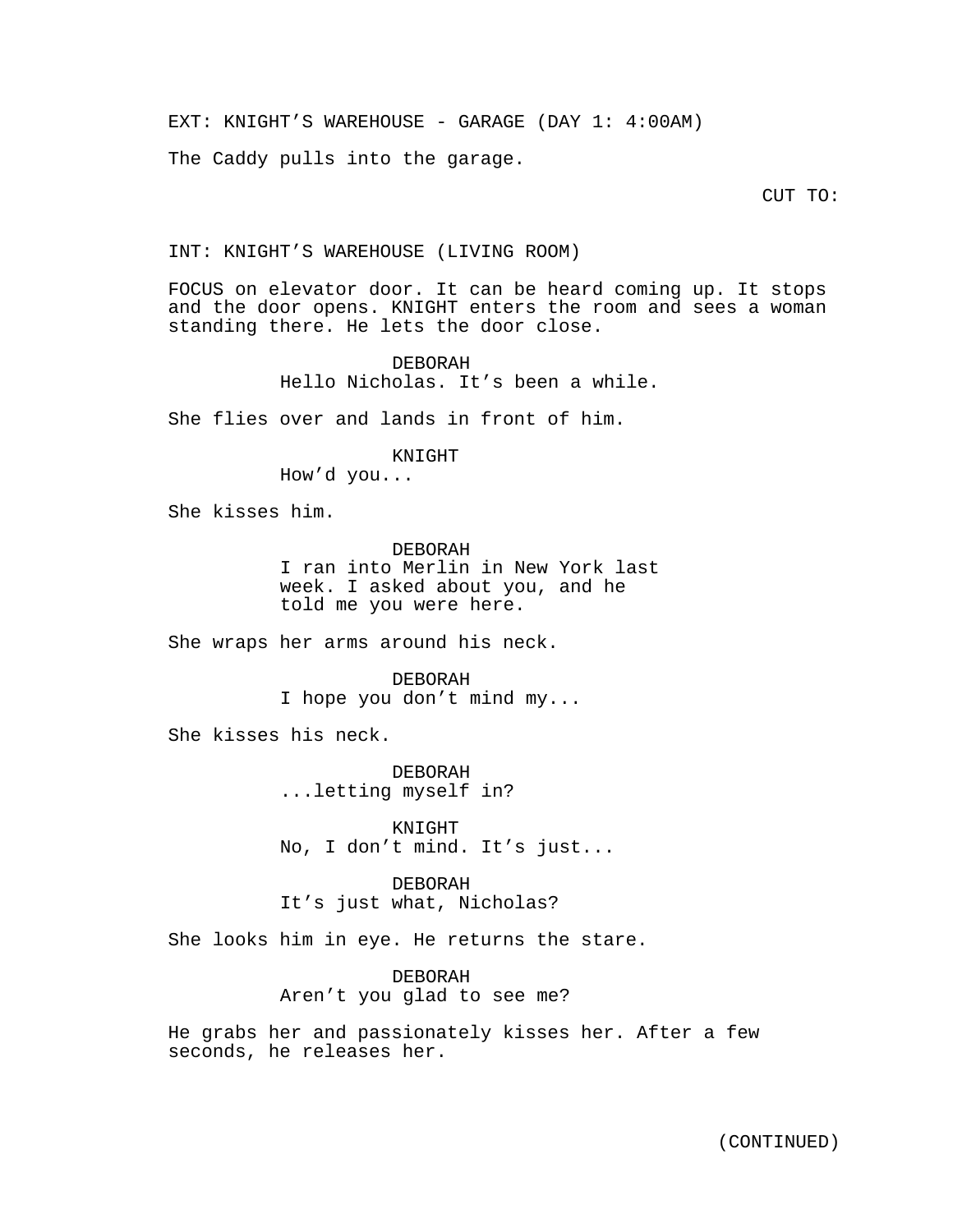EXT: KNIGHT’S WAREHOUSE - GARAGE (DAY 1: 4:00AM)

The Caddy pulls into the garage.

CUT TO:

INT: KNIGHT’S WAREHOUSE (LIVING ROOM)

FOCUS on elevator door. It can be heard coming up. It stops and the door opens. KNIGHT enters the room and sees a woman standing there. He lets the door close.

DEBORAH
Hello Nicholas. It’s been a while.

She flies over and lands in front of him.

KNIGHT
How’d you...

She kisses him.

DEBORAH
I ran into Merlin in New York last week. I asked about you, and he told me you were here.

She wraps her arms around his neck.

DEBORAH
I hope you don’t mind my...

She kisses his neck.

DEBORAH
...letting myself in?

KNIGHT
No, I don’t mind. It’s just...

DEBORAH
It’s just what, Nicholas?

She looks him in eye. He returns the stare.

DEBORAH
Aren’t you glad to see me?

He grabs her and passionately kisses her. After a few seconds, he releases her.

(CONTINUED)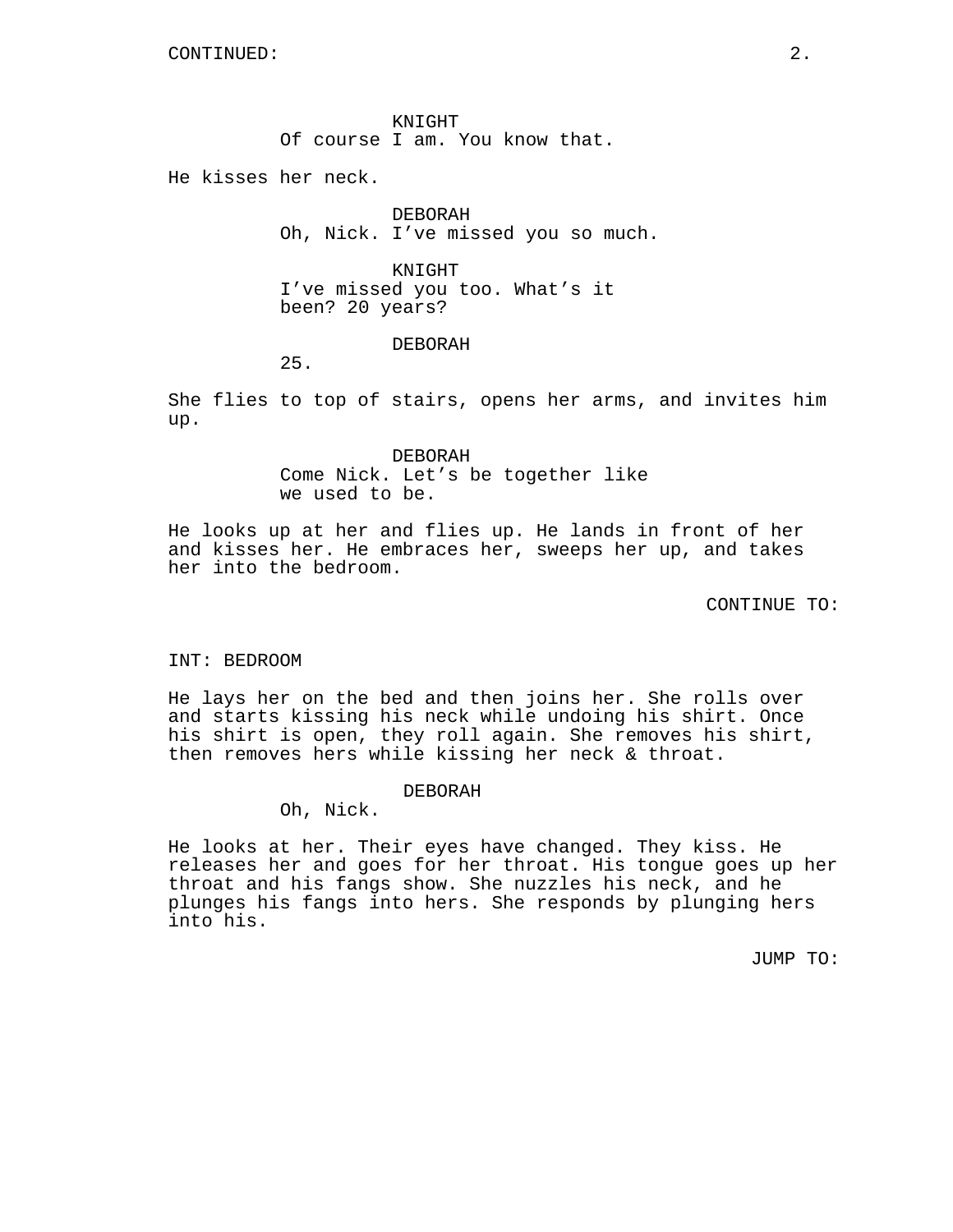KNIGHT
Of course I am. You know that.

He kisses her neck.

DEBORAH
Oh, Nick. I've missed you so much.

KNIGHT
I've missed you too. What's it been? 20 years?

DEBORAH
25.

She flies to top of stairs, opens her arms, and invites him up.

DEBORAH
Come Nick. Let's be together like we used to be.

He looks up at her and flies up. He lands in front of her and kisses her. He embraces her, sweeps her up, and takes her into the bedroom.

CONTINUE TO:

INT: BEDROOM

He lays her on the bed and then joins her. She rolls over and starts kissing his neck while undoing his shirt. Once his shirt is open, they roll again. She removes his shirt, then removes hers while kissing her neck & throat.

DEBORAH
Oh, Nick.

He looks at her. Their eyes have changed. They kiss. He releases her and goes for her throat. His tongue goes up her throat and his fangs show. She nuzzles his neck, and he plunges his fangs into hers. She responds by plunging hers into his.

JUMP TO: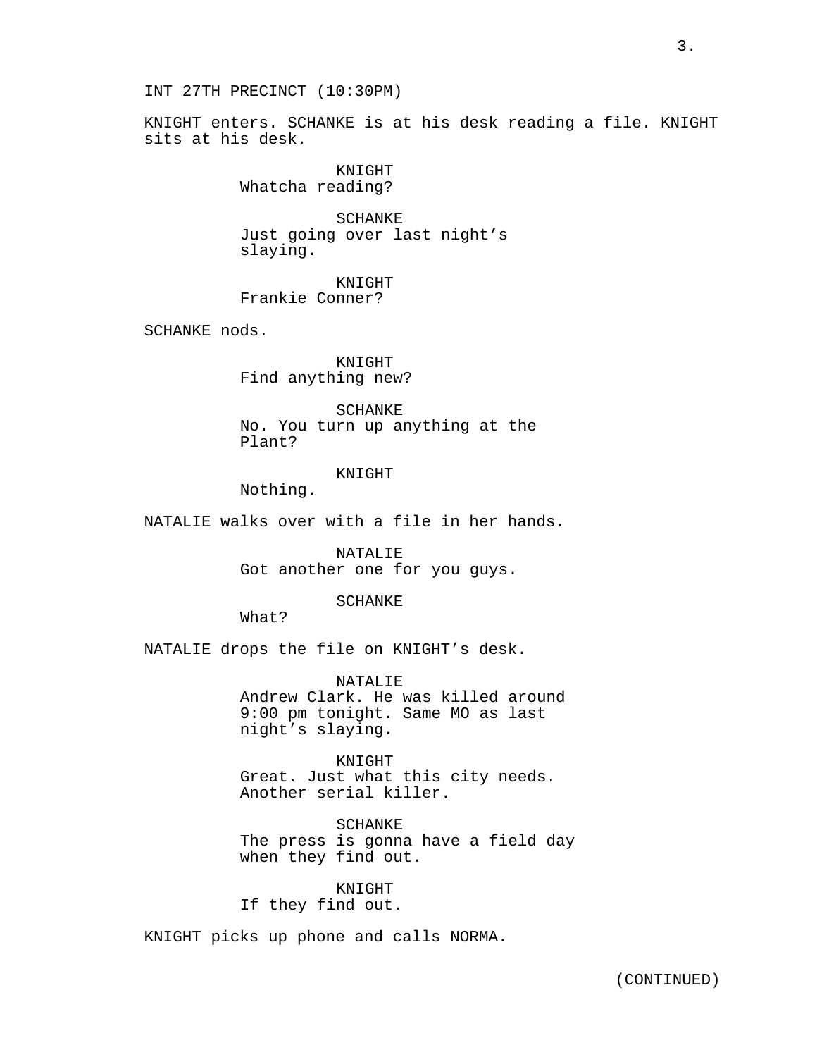INT 27TH PRECINCT (10:30PM)

KNIGHT enters. SCHANKE is at his desk reading a file. KNIGHT sits at his desk.

KNIGHT
Whatcha reading?

SCHANKE
Just going over last night's slaying.

KNIGHT
Frankie Conner?

SCHANKE nods.

KNIGHT
Find anything new?

SCHANKE
No. You turn up anything at the Plant?

KNIGHT
Nothing.

NATALIE walks over with a file in her hands.

NATALIE
Got another one for you guys.

SCHANKE
What?

NATALIE drops the file on KNIGHT's desk.

NATALIE
Andrew Clark. He was killed around 9:00 pm tonight. Same MO as last night's slaying.

KNIGHT
Great. Just what this city needs. Another serial killer.

SCHANKE
The press is gonna have a field day when they find out.

KNIGHT
If they find out.

KNIGHT picks up phone and calls NORMA.

(CONTINUED)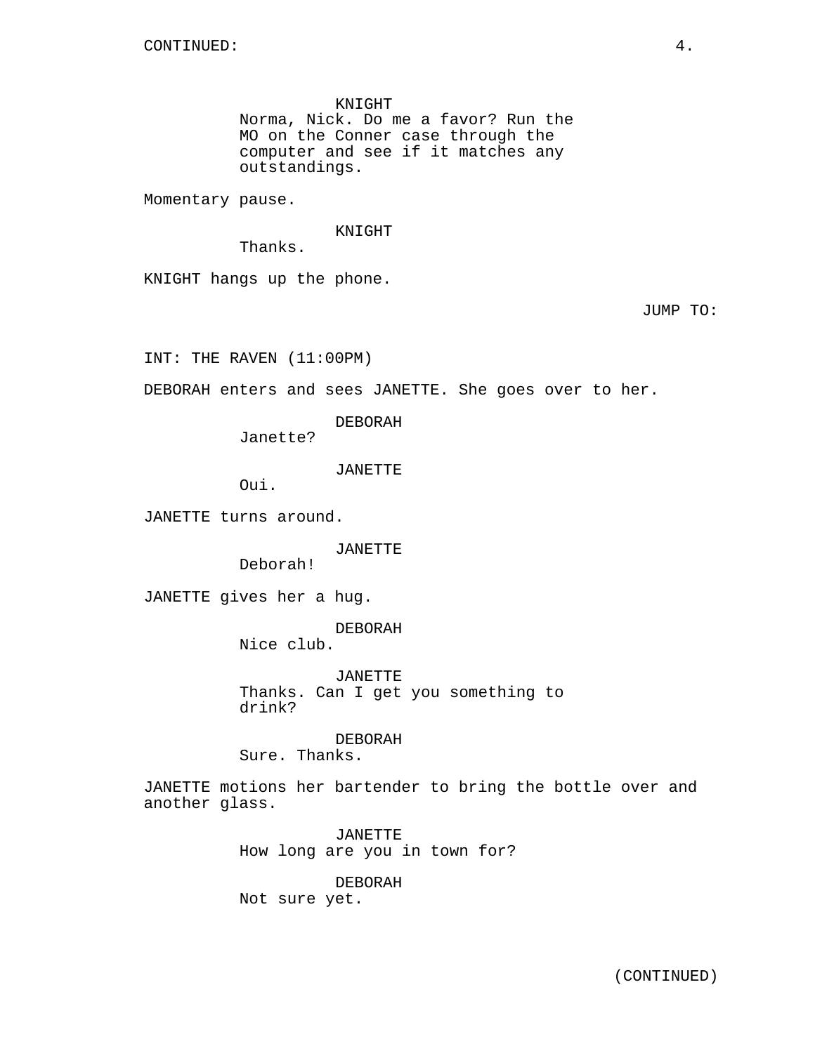KNIGHT
Norma, Nick. Do me a favor? Run the MO on the Conner case through the computer and see if it matches any outstandings.

Momentary pause.

KNIGHT
Thanks.

KNIGHT hangs up the phone.

JUMP TO:

INT: THE RAVEN (11:00PM)

DEBORAH enters and sees JANETTE. She goes over to her.

DEBORAH
Janette?

JANETTE
Oui.

JANETTE turns around.

JANETTE
Deborah!

JANETTE gives her a hug.

DEBORAH
Nice club.

JANETTE
Thanks. Can I get you something to drink?

DEBORAH
Sure. Thanks.

JANETTE motions her bartender to bring the bottle over and another glass.

JANETTE
How long are you in town for?

DEBORAH
Not sure yet.

(CONTINUED)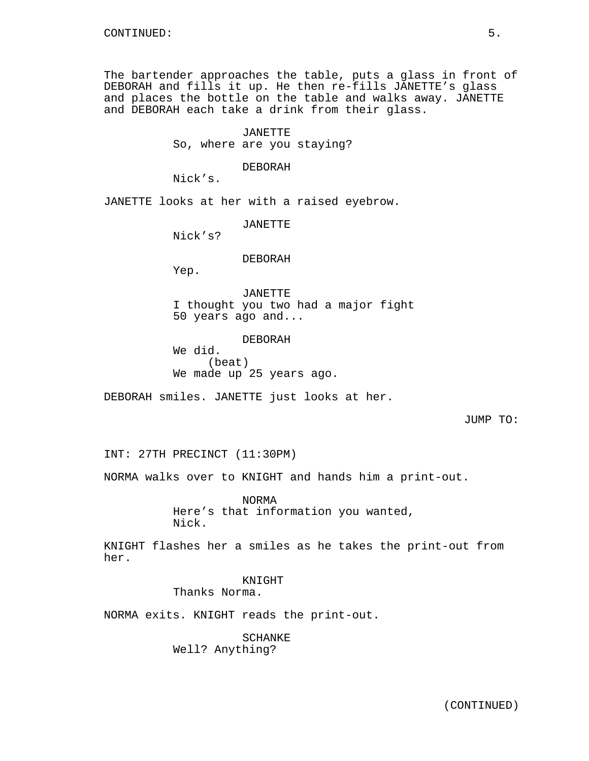The bartender approaches the table, puts a glass in front of DEBORAH and fills it up. He then re-fills JANETTE's glass and places the bottle on the table and walks away. JANETTE and DEBORAH each take a drink from their glass.

JANETTE
So, where are you staying?

DEBORAH
Nick's.

JANETTE looks at her with a raised eyebrow.

JANETTE
Nick's?

DEBORAH
Yep.

JANETTE
I thought you two had a major fight 50 years ago and...

DEBORAH
We did.
(beat)
We made up 25 years ago.

DEBORAH smiles. JANETTE just looks at her.

JUMP TO:

INT: 27TH PRECINCT (11:30PM)

NORMA walks over to KNIGHT and hands him a print-out.

NORMA
Here's that information you wanted, Nick.

KNIGHT flashes her a smiles as he takes the print-out from her.

KNIGHT
Thanks Norma.

NORMA exits. KNIGHT reads the print-out.

SCHANKE
Well? Anything?

(CONTINUED)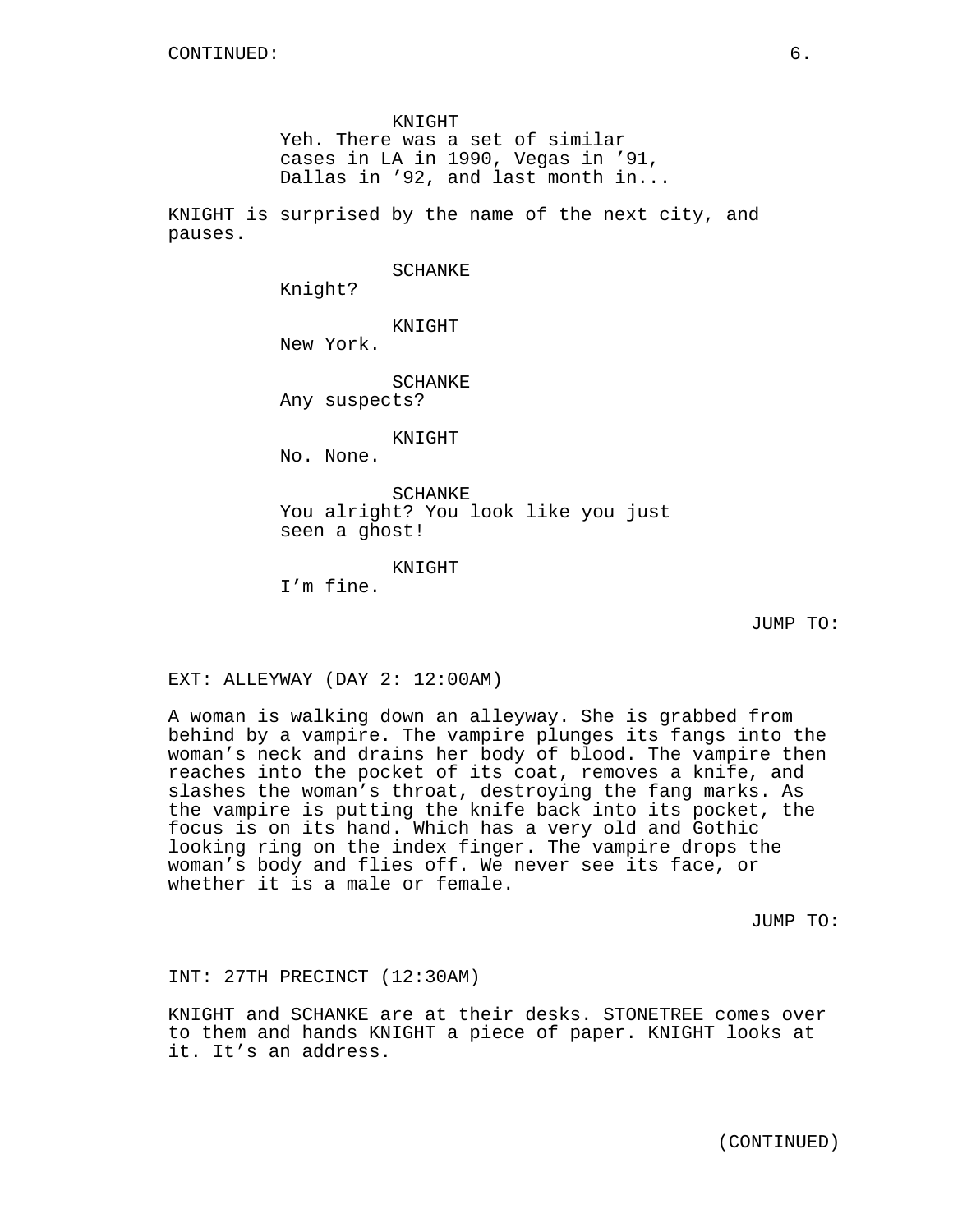CONTINUED:

KNIGHT
Yeh. There was a set of similar cases in LA in 1990, Vegas in ’91, Dallas in ’92, and last month in...

KNIGHT is surprised by the name of the next city, and pauses.

SCHANKE
Knight?

KNIGHT
New York.

SCHANKE
Any suspects?

KNIGHT
No. None.

SCHANKE
You alright? You look like you just seen a ghost!

KNIGHT
I’m fine.

JUMP TO:

EXT: ALLEYWAY (DAY 2: 12:00AM)

A woman is walking down an alleyway. She is grabbed from behind by a vampire. The vampire plunges its fangs into the woman’s neck and drains her body of blood. The vampire then reaches into the pocket of its coat, removes a knife, and slashes the woman’s throat, destroying the fang marks. As the vampire is putting the knife back into its pocket, the focus is on its hand. Which has a very old and Gothic looking ring on the index finger. The vampire drops the woman’s body and flies off. We never see its face, or whether it is a male or female.

JUMP TO:

INT: 27TH PRECINCT (12:30AM)

KNIGHT and SCHANKE are at their desks. STONETREE comes over to them and hands KNIGHT a piece of paper. KNIGHT looks at it. It’s an address.

(CONTINUED)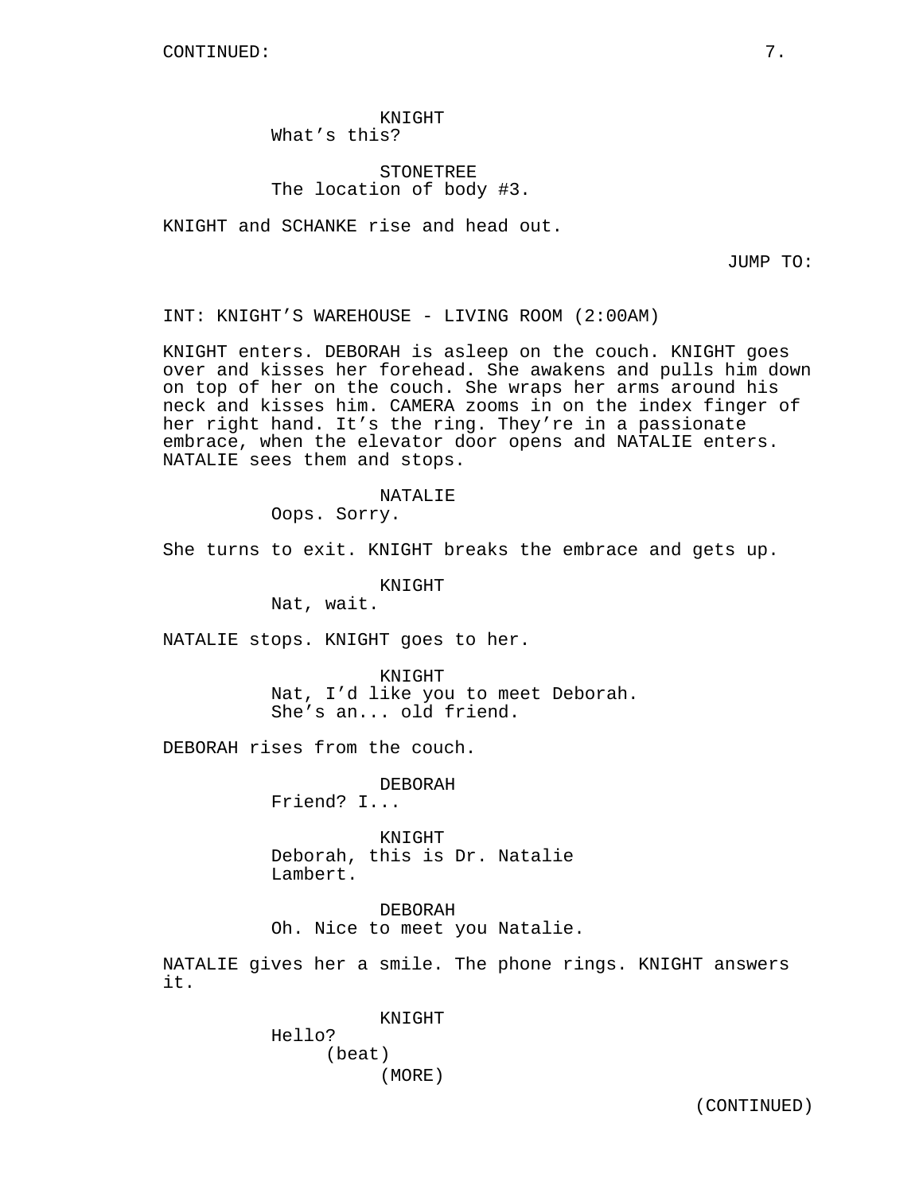KNIGHT
What's this?

STONETREE
The location of body #3.

KNIGHT and SCHANKE rise and head out.

JUMP TO:

INT: KNIGHT'S WAREHOUSE - LIVING ROOM (2:00AM)

KNIGHT enters. DEBORAH is asleep on the couch. KNIGHT goes over and kisses her forehead. She awakens and pulls him down on top of her on the couch. She wraps her arms around his neck and kisses him. CAMERA zooms in on the index finger of her right hand. It's the ring. They're in a passionate embrace, when the elevator door opens and NATALIE enters. NATALIE sees them and stops.

NATALIE
Oops. Sorry.

She turns to exit. KNIGHT breaks the embrace and gets up.

KNIGHT
Nat, wait.

NATALIE stops. KNIGHT goes to her.

KNIGHT
Nat, I'd like you to meet Deborah. She's an... old friend.

DEBORAH rises from the couch.

DEBORAH
Friend? I...

KNIGHT
Deborah, this is Dr. Natalie Lambert.

DEBORAH
Oh. Nice to meet you Natalie.

NATALIE gives her a smile. The phone rings. KNIGHT answers it.

KNIGHT
Hello?
(beat)
(MORE)

(CONTINUED)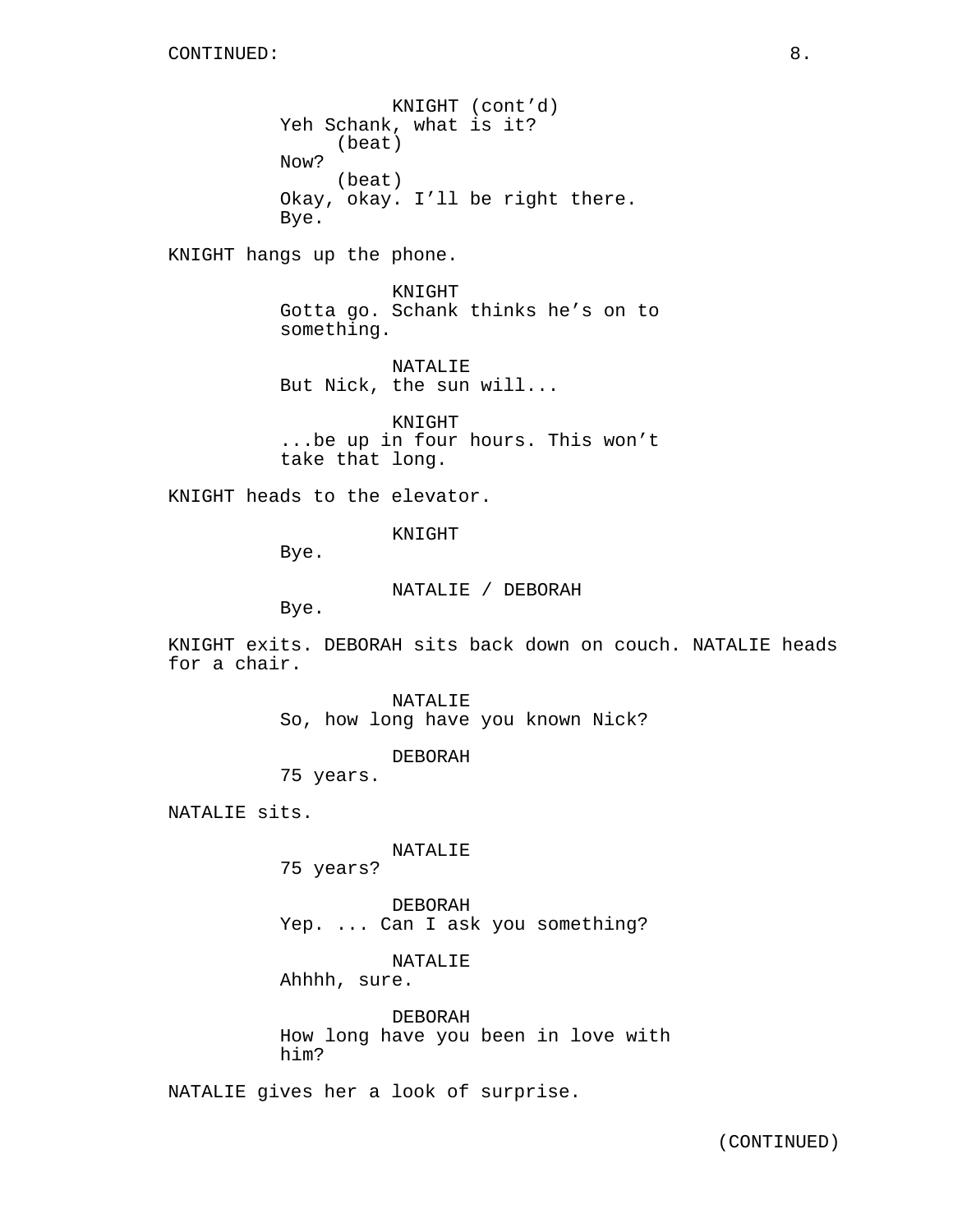CONTINUED:

KNIGHT (cont'd)
Yeh Schank, what is it?
(beat)
Now?
(beat)
Okay, okay. I'll be right there.
Bye.

KNIGHT hangs up the phone.

KNIGHT
Gotta go. Schank thinks he's on to something.

NATALIE
But Nick, the sun will...

KNIGHT
...be up in four hours. This won't take that long.

KNIGHT heads to the elevator.

KNIGHT
Bye.

NATALIE / DEBORAH
Bye.

KNIGHT exits. DEBORAH sits back down on couch. NATALIE heads for a chair.

NATALIE
So, how long have you known Nick?

DEBORAH
75 years.

NATALIE sits.

NATALIE
75 years?

DEBORAH
Yep. ... Can I ask you something?

NATALIE
Ahhhh, sure.

DEBORAH
How long have you been in love with him?

NATALIE gives her a look of surprise.

(CONTINUED)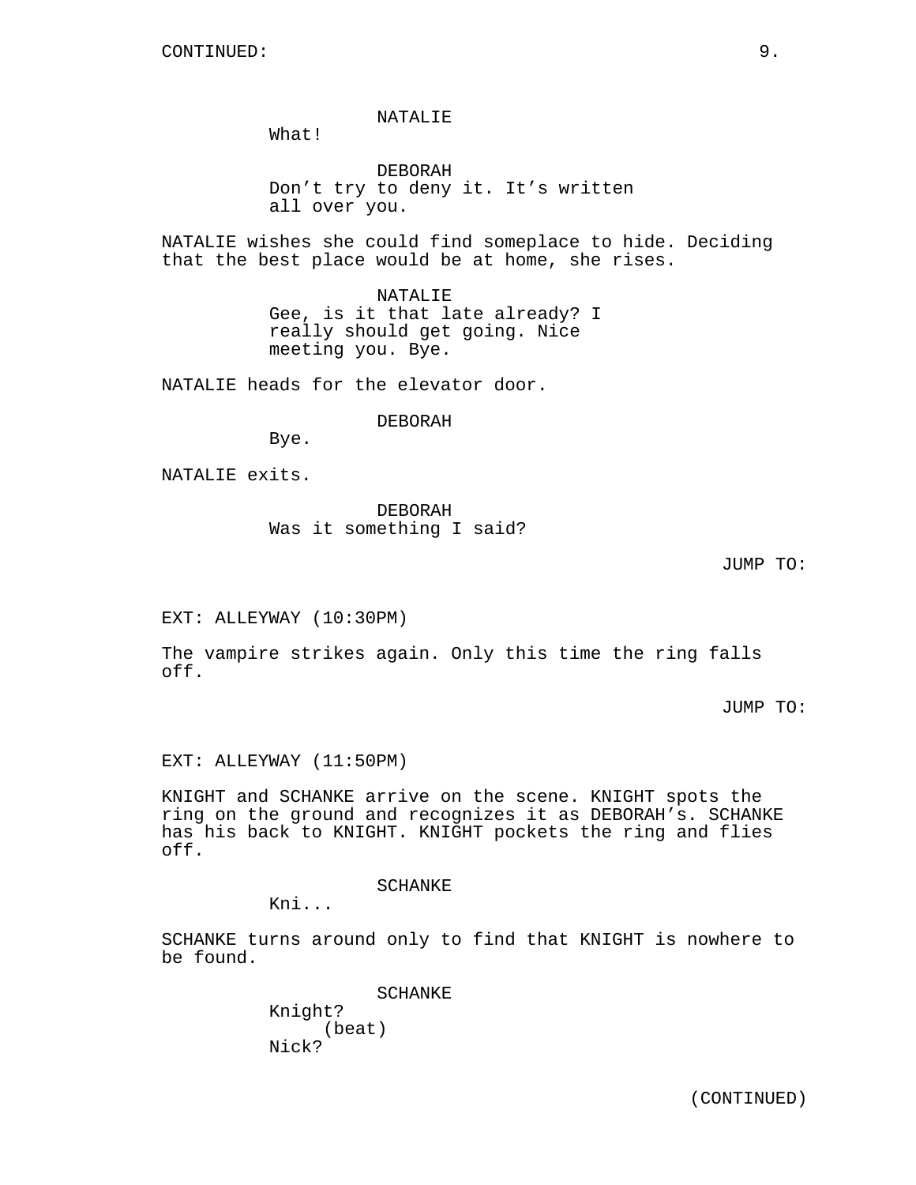NATALIE
What!

DEBORAH
Don't try to deny it. It's written all over you.

NATALIE wishes she could find someplace to hide. Deciding that the best place would be at home, she rises.

NATALIE
Gee, is it that late already? I really should get going. Nice meeting you. Bye.

NATALIE heads for the elevator door.

DEBORAH
Bye.

NATALIE exits.

DEBORAH
Was it something I said?

JUMP TO:

EXT: ALLEYWAY (10:30PM)

The vampire strikes again. Only this time the ring falls off.

JUMP TO:

EXT: ALLEYWAY (11:50PM)

KNIGHT and SCHANKE arrive on the scene. KNIGHT spots the ring on the ground and recognizes it as DEBORAH's. SCHANKE has his back to KNIGHT. KNIGHT pockets the ring and flies off.

SCHANKE
Kni...

SCHANKE turns around only to find that KNIGHT is nowhere to be found.

SCHANKE
Knight?
(beat)
Nick?

(CONTINUED)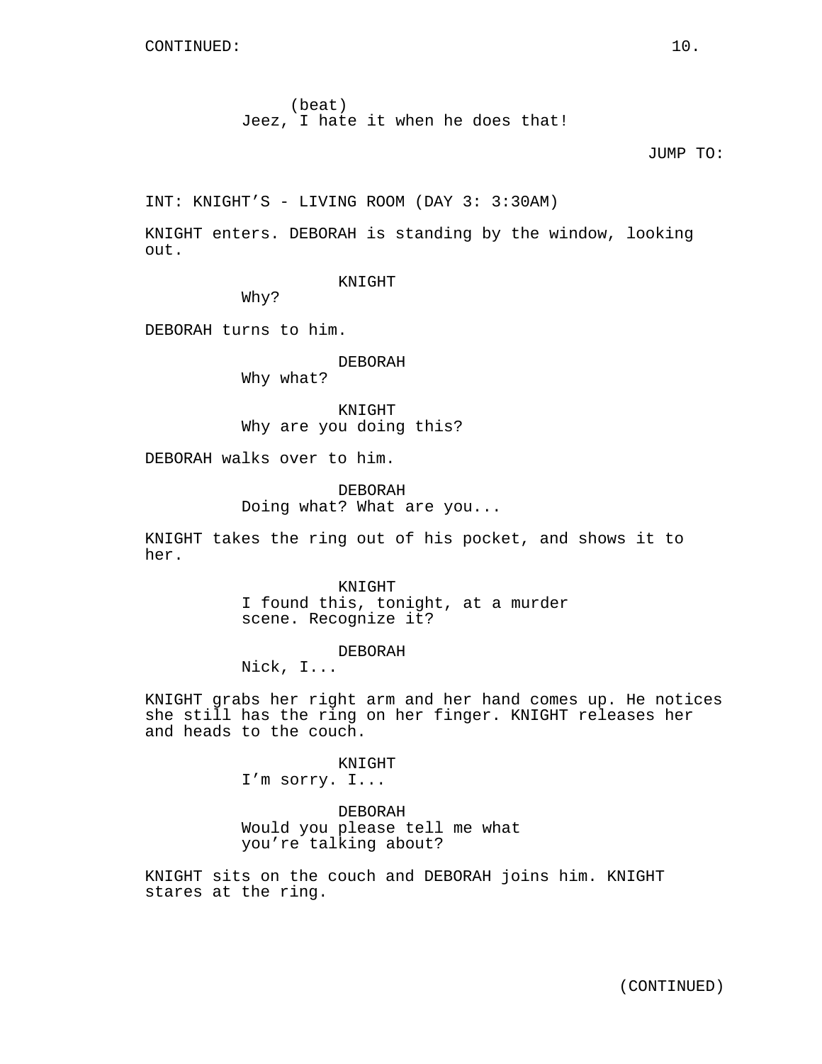(beat)
Jeez, I hate it when he does that!

JUMP TO:

INT: KNIGHT'S - LIVING ROOM (DAY 3: 3:30AM)

KNIGHT enters. DEBORAH is standing by the window, looking out.

KNIGHT
Why?

DEBORAH turns to him.

DEBORAH
Why what?

KNIGHT
Why are you doing this?

DEBORAH walks over to him.

DEBORAH
Doing what? What are you...

KNIGHT takes the ring out of his pocket, and shows it to her.

KNIGHT
I found this, tonight, at a murder scene. Recognize it?

DEBORAH
Nick, I...

KNIGHT grabs her right arm and her hand comes up. He notices she still has the ring on her finger. KNIGHT releases her and heads to the couch.

KNIGHT
I'm sorry. I...

DEBORAH
Would you please tell me what you're talking about?

KNIGHT sits on the couch and DEBORAH joins him. KNIGHT stares at the ring.

(CONTINUED)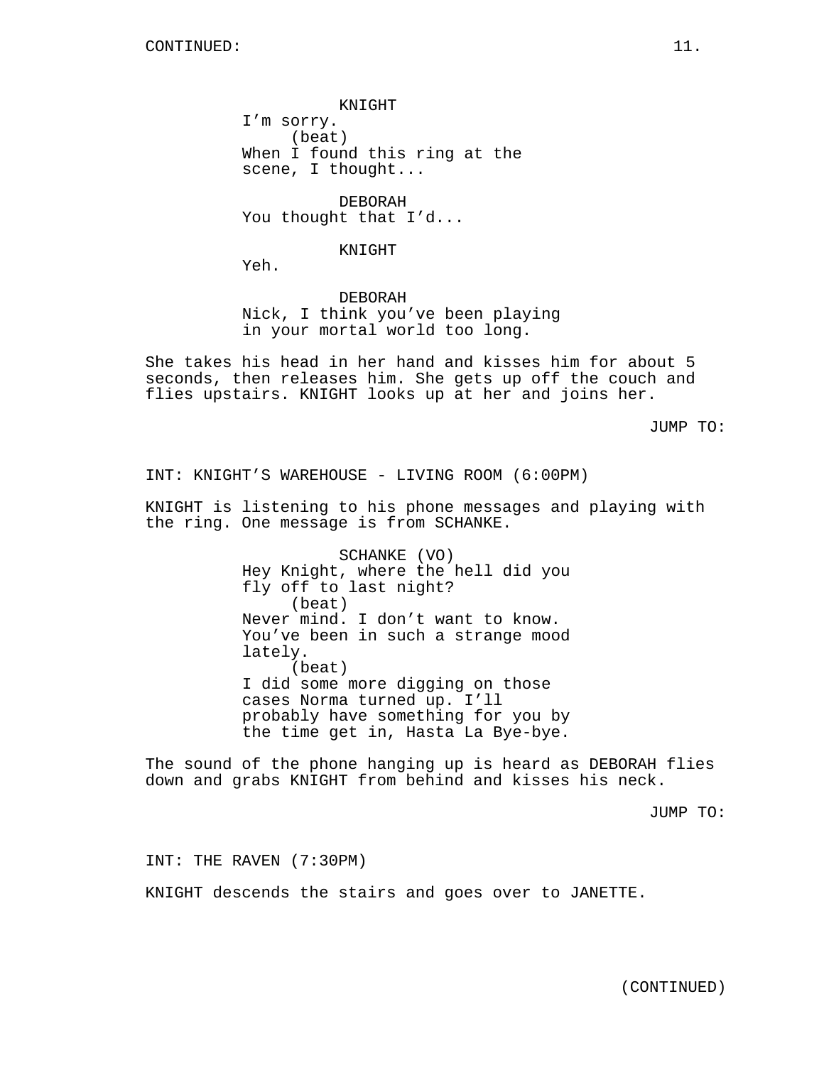KNIGHT
I'm sorry.
(beat)
When I found this ring at the scene, I thought...

DEBORAH
You thought that I'd...

KNIGHT
Yeh.

DEBORAH
Nick, I think you've been playing in your mortal world too long.

She takes his head in her hand and kisses him for about 5 seconds, then releases him. She gets up off the couch and flies upstairs. KNIGHT looks up at her and joins her.

JUMP TO:

INT: KNIGHT'S WAREHOUSE - LIVING ROOM (6:00PM)

KNIGHT is listening to his phone messages and playing with the ring. One message is from SCHANKE.

SCHANKE (VO)
Hey Knight, where the hell did you fly off to last night?
(beat)
Never mind. I don't want to know. You've been in such a strange mood lately.
(beat)
I did some more digging on those cases Norma turned up. I'll probably have something for you by the time get in, Hasta La Bye-bye.

The sound of the phone hanging up is heard as DEBORAH flies down and grabs KNIGHT from behind and kisses his neck.

JUMP TO:

INT: THE RAVEN (7:30PM)

KNIGHT descends the stairs and goes over to JANETTE.

(CONTINUED)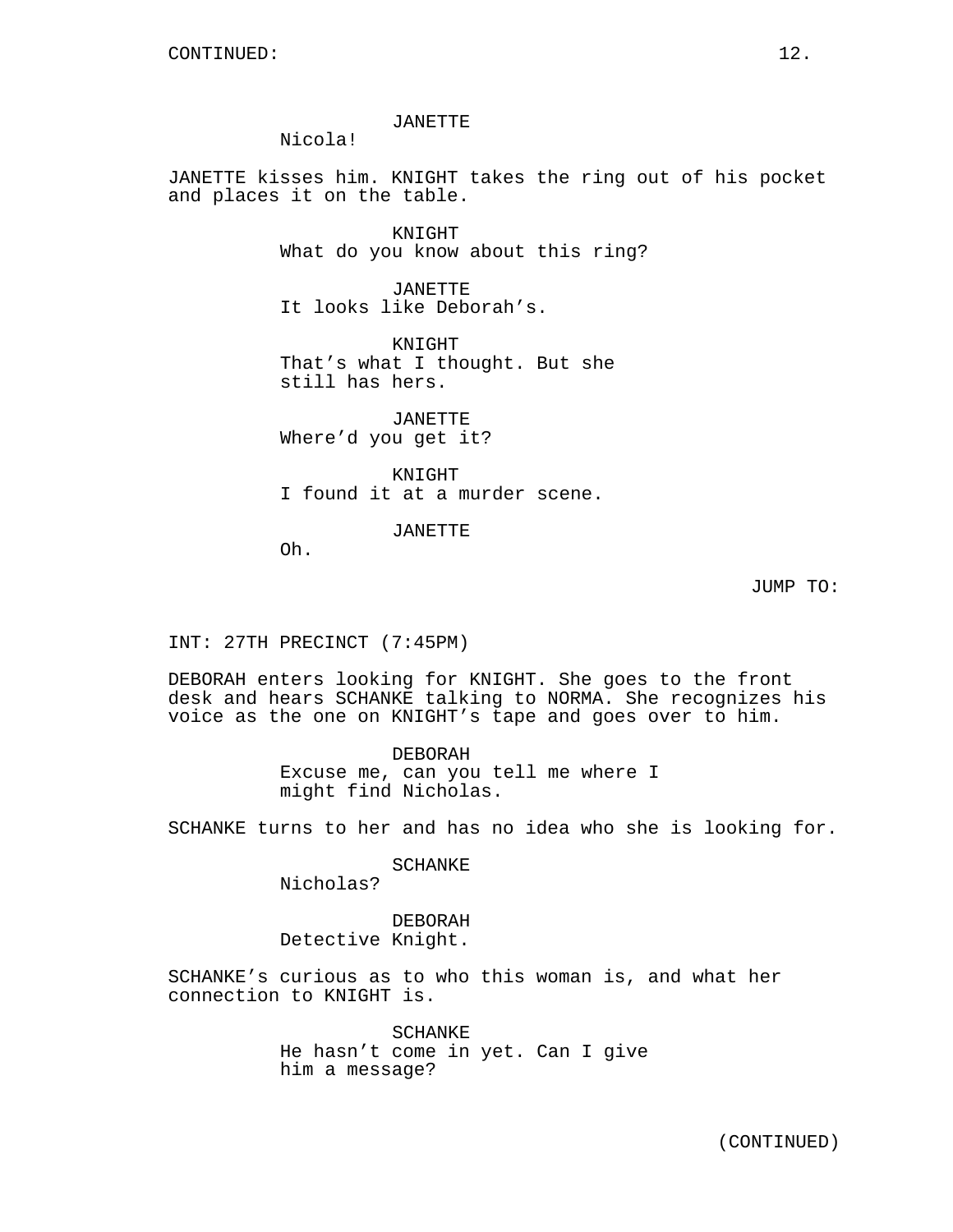JANETTE
Nicola!

JANETTE kisses him. KNIGHT takes the ring out of his pocket and places it on the table.

KNIGHT
What do you know about this ring?

JANETTE
It looks like Deborah's.

KNIGHT
That's what I thought. But she still has hers.

JANETTE
Where'd you get it?

KNIGHT
I found it at a murder scene.

JANETTE
Oh.

JUMP TO:

INT: 27TH PRECINCT (7:45PM)

DEBORAH enters looking for KNIGHT. She goes to the front desk and hears SCHANKE talking to NORMA. She recognizes his voice as the one on KNIGHT's tape and goes over to him.

DEBORAH
Excuse me, can you tell me where I might find Nicholas.

SCHANKE turns to her and has no idea who she is looking for.

SCHANKE
Nicholas?

DEBORAH
Detective Knight.

SCHANKE's curious as to who this woman is, and what her connection to KNIGHT is.

SCHANKE
He hasn't come in yet. Can I give him a message?

(CONTINUED)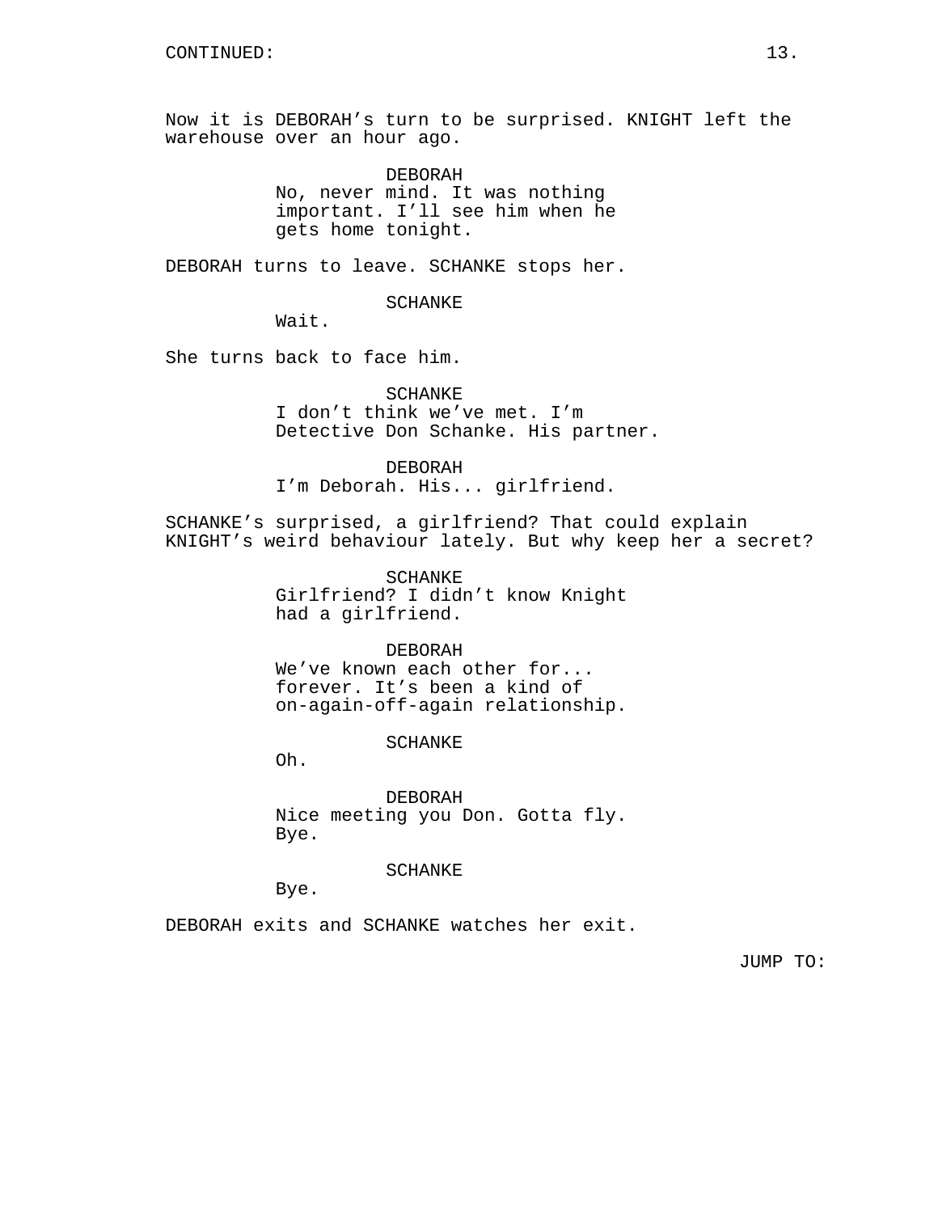CONTINUED:

Now it is DEBORAH’s turn to be surprised. KNIGHT left the warehouse over an hour ago.

DEBORAH
No, never mind. It was nothing important. I’ll see him when he gets home tonight.

DEBORAH turns to leave. SCHANKE stops her.

SCHANKE
Wait.

She turns back to face him.

SCHANKE
I don’t think we’ve met. I’m Detective Don Schanke. His partner.

DEBORAH
I’m Deborah. His... girlfriend.

SCHANKE’s surprised, a girlfriend? That could explain KNIGHT’s weird behaviour lately. But why keep her a secret?

SCHANKE
Girlfriend? I didn’t know Knight had a girlfriend.

DEBORAH
We’ve known each other for... forever. It’s been a kind of on-again-off-again relationship.

SCHANKE
Oh.

DEBORAH
Nice meeting you Don. Gotta fly. Bye.

SCHANKE
Bye.

DEBORAH exits and SCHANKE watches her exit.

JUMP TO: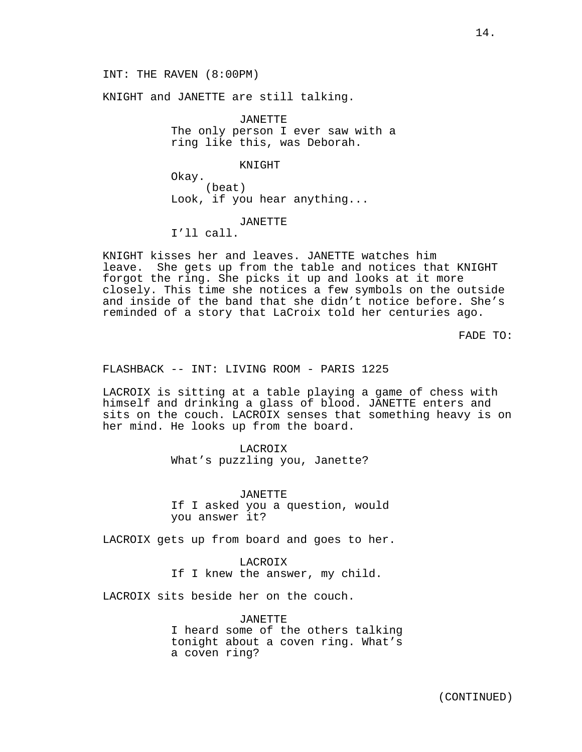INT: THE RAVEN (8:00PM)

KNIGHT and JANETTE are still talking.

JANETTE
The only person I ever saw with a ring like this, was Deborah.

KNIGHT
Okay.
(beat)
Look, if you hear anything...

JANETTE
I'll call.

KNIGHT kisses her and leaves. JANETTE watches him leave. She gets up from the table and notices that KNIGHT forgot the ring. She picks it up and looks at it more closely. This time she notices a few symbols on the outside and inside of the band that she didn't notice before. She's reminded of a story that LaCroix told her centuries ago.

FADE TO:

FLASHBACK -- INT: LIVING ROOM - PARIS 1225

LACROIX is sitting at a table playing a game of chess with himself and drinking a glass of blood. JANETTE enters and sits on the couch. LACROIX senses that something heavy is on her mind. He looks up from the board.

LACROIX
What's puzzling you, Janette?

JANETTE
If I asked you a question, would you answer it?

LACROIX gets up from board and goes to her.

LACROIX
If I knew the answer, my child.

LACROIX sits beside her on the couch.

JANETTE
I heard some of the others talking tonight about a coven ring. What's a coven ring?

(CONTINUED)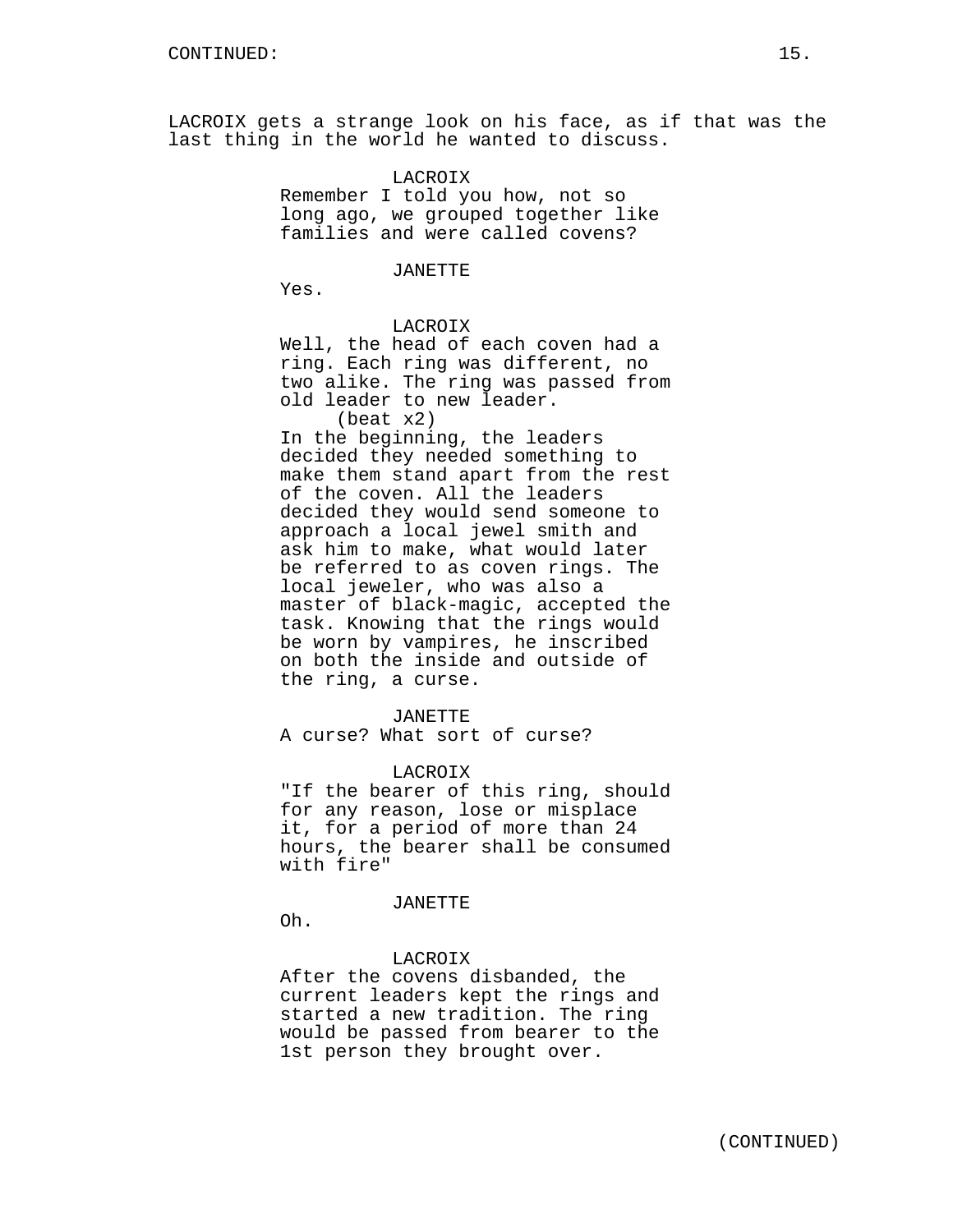LACROIX gets a strange look on his face, as if that was the last thing in the world he wanted to discuss.

LACROIX
Remember I told you how, not so long ago, we grouped together like families and were called covens?

JANETTE
Yes.

LACROIX
Well, the head of each coven had a ring. Each ring was different, no two alike. The ring was passed from old leader to new leader.
(beat x2)
In the beginning, the leaders decided they needed something to make them stand apart from the rest of the coven. All the leaders decided they would send someone to approach a local jewel smith and ask him to make, what would later be referred to as coven rings. The local jeweler, who was also a master of black-magic, accepted the task. Knowing that the rings would be worn by vampires, he inscribed on both the inside and outside of the ring, a curse.

JANETTE
A curse? What sort of curse?

LACROIX
"If the bearer of this ring, should for any reason, lose or misplace it, for a period of more than 24 hours, the bearer shall be consumed with fire"

JANETTE
Oh.

LACROIX
After the covens disbanded, the current leaders kept the rings and started a new tradition. The ring would be passed from bearer to the 1st person they brought over.

(CONTINUED)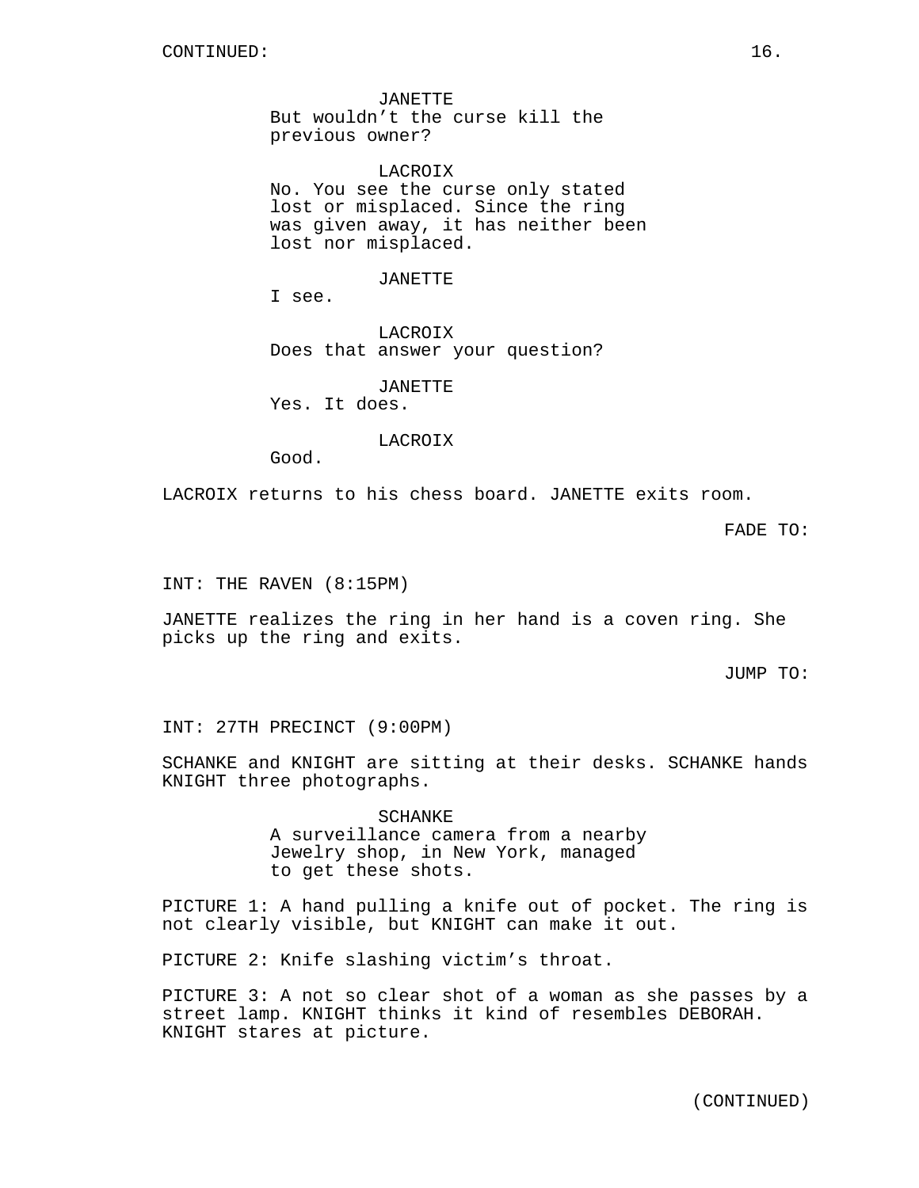CONTINUED:

JANETTE
But wouldn't the curse kill the previous owner?

LACROIX
No. You see the curse only stated lost or misplaced. Since the ring was given away, it has neither been lost nor misplaced.

JANETTE
I see.

LACROIX
Does that answer your question?

JANETTE
Yes. It does.

LACROIX
Good.

LACROIX returns to his chess board. JANETTE exits room.

FADE TO:

INT: THE RAVEN (8:15PM)

JANETTE realizes the ring in her hand is a coven ring. She picks up the ring and exits.

JUMP TO:

INT: 27TH PRECINCT (9:00PM)

SCHANKE and KNIGHT are sitting at their desks. SCHANKE hands KNIGHT three photographs.

SCHANKE
A surveillance camera from a nearby Jewelry shop, in New York, managed to get these shots.

PICTURE 1: A hand pulling a knife out of pocket. The ring is not clearly visible, but KNIGHT can make it out.

PICTURE 2: Knife slashing victim's throat.

PICTURE 3: A not so clear shot of a woman as she passes by a street lamp. KNIGHT thinks it kind of resembles DEBORAH. KNIGHT stares at picture.

(CONTINUED)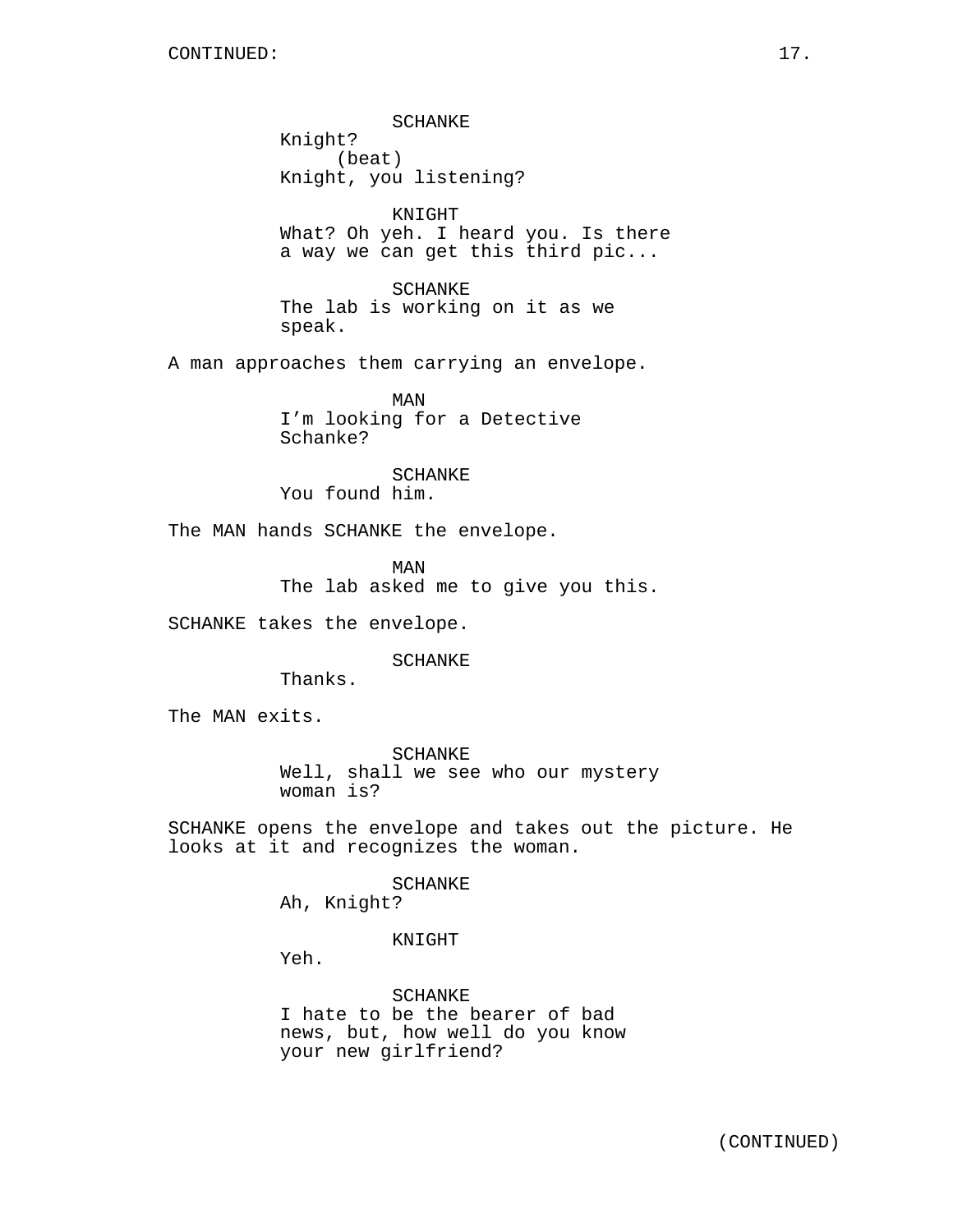SCHANKE
Knight?
(beat)
Knight, you listening?

KNIGHT
What? Oh yeh. I heard you. Is there a way we can get this third pic...

SCHANKE
The lab is working on it as we speak.

A man approaches them carrying an envelope.

MAN
I'm looking for a Detective Schanke?

SCHANKE
You found him.

The MAN hands SCHANKE the envelope.

MAN
The lab asked me to give you this.

SCHANKE takes the envelope.

SCHANKE
Thanks.

The MAN exits.

SCHANKE
Well, shall we see who our mystery woman is?

SCHANKE opens the envelope and takes out the picture. He looks at it and recognizes the woman.

SCHANKE
Ah, Knight?

KNIGHT
Yeh.

SCHANKE
I hate to be the bearer of bad news, but, how well do you know your new girlfriend?

(CONTINUED)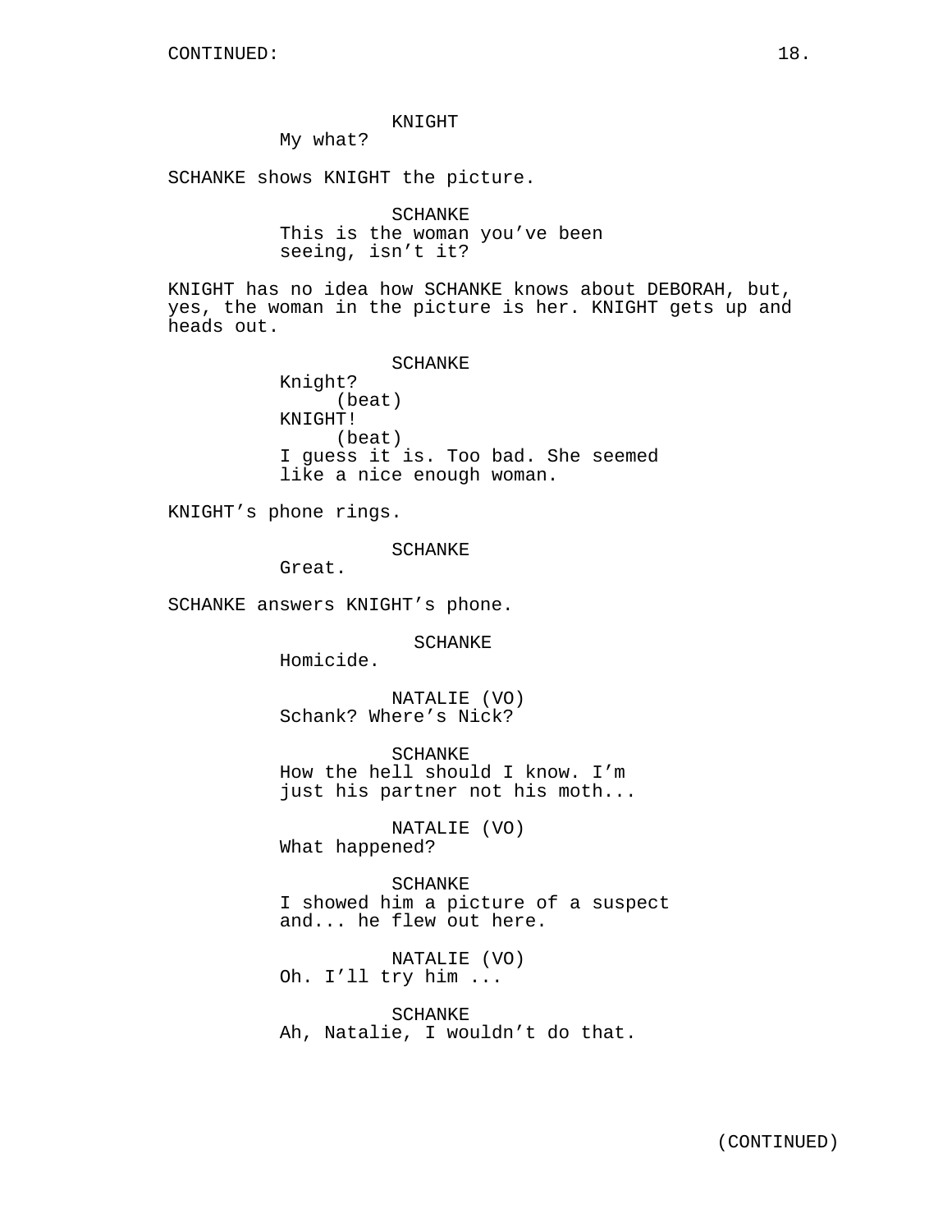KNIGHT
My what?

SCHANKE shows KNIGHT the picture.

SCHANKE
This is the woman you've been seeing, isn't it?

KNIGHT has no idea how SCHANKE knows about DEBORAH, but, yes, the woman in the picture is her. KNIGHT gets up and heads out.

SCHANKE
Knight?
(beat)
KNIGHT!
(beat)
I guess it is. Too bad. She seemed like a nice enough woman.

KNIGHT's phone rings.

SCHANKE
Great.

SCHANKE answers KNIGHT's phone.

SCHANKE
Homicide.

NATALIE (VO)
Schank? Where's Nick?

SCHANKE
How the hell should I know. I'm just his partner not his moth...

NATALIE (VO)
What happened?

SCHANKE
I showed him a picture of a suspect and... he flew out here.

NATALIE (VO)
Oh. I'll try him ...

SCHANKE
Ah, Natalie, I wouldn't do that.

(CONTINUED)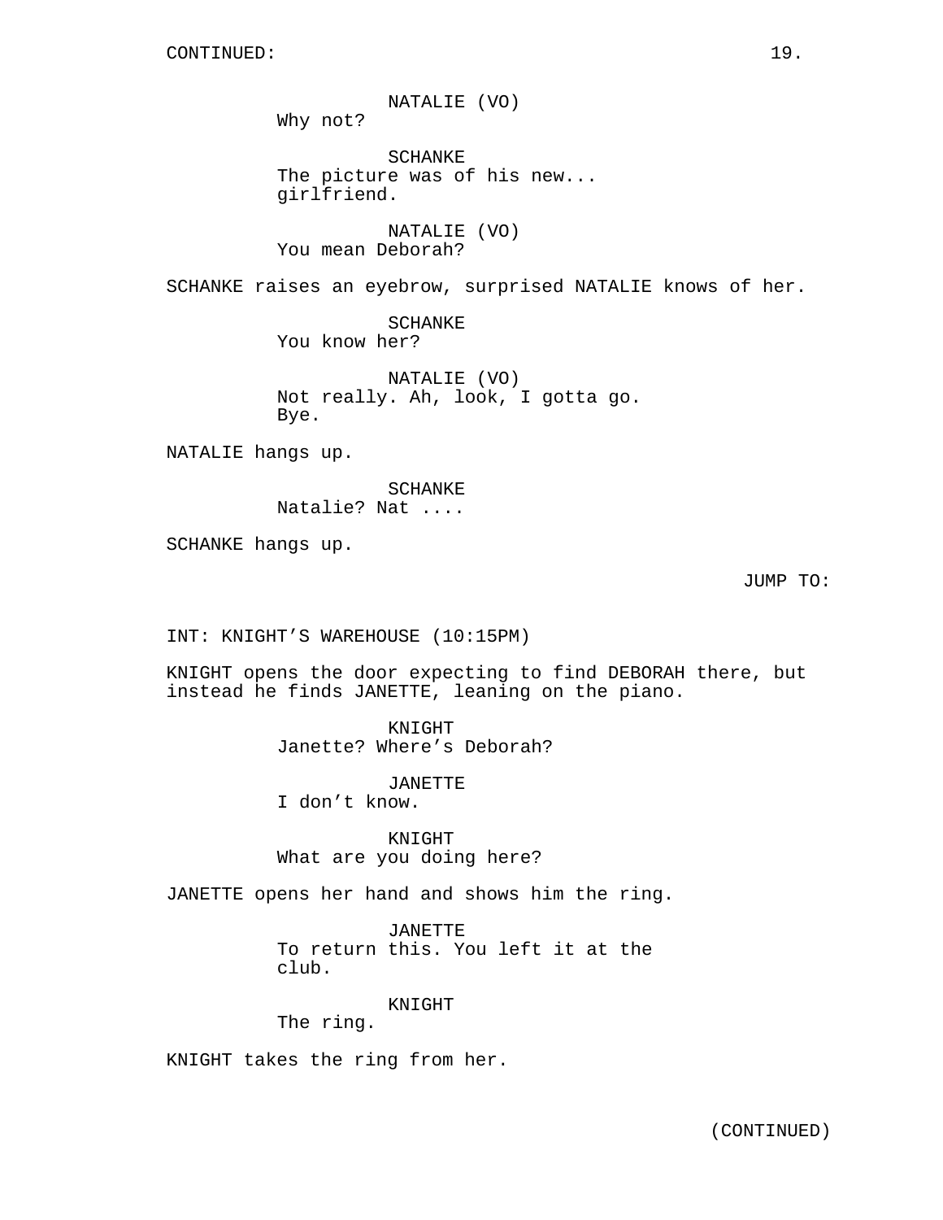NATALIE (VO)
Why not?

SCHANKE
The picture was of his new...
girlfriend.

NATALIE (VO)
You mean Deborah?

SCHANKE raises an eyebrow, surprised NATALIE knows of her.

SCHANKE
You know her?

NATALIE (VO)
Not really. Ah, look, I gotta go.
Bye.

NATALIE hangs up.

SCHANKE
Natalie? Nat ....

SCHANKE hangs up.

JUMP TO:

INT: KNIGHT'S WAREHOUSE (10:15PM)

KNIGHT opens the door expecting to find DEBORAH there, but instead he finds JANETTE, leaning on the piano.

KNIGHT
Janette? Where's Deborah?

JANETTE
I don't know.

KNIGHT
What are you doing here?

JANETTE opens her hand and shows him the ring.

JANETTE
To return this. You left it at the
club.

KNIGHT
The ring.

KNIGHT takes the ring from her.

(CONTINUED)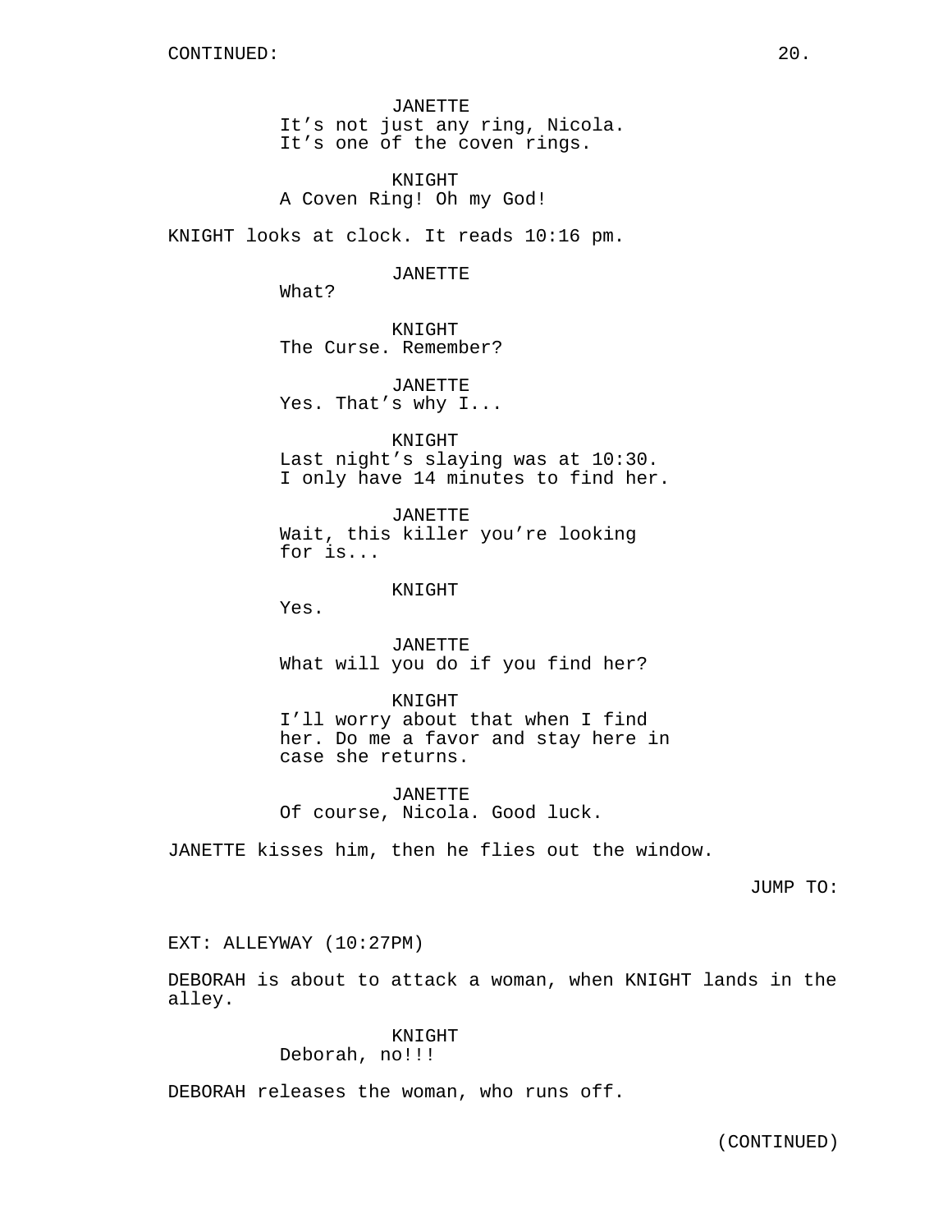JANETTE
It's not just any ring, Nicola.
It's one of the coven rings.

KNIGHT
A Coven Ring! Oh my God!

KNIGHT looks at clock. It reads 10:16 pm.

JANETTE
What?

KNIGHT
The Curse. Remember?

JANETTE
Yes. That's why I...

KNIGHT
Last night's slaying was at 10:30.
I only have 14 minutes to find her.

JANETTE
Wait, this killer you're looking
for is...

KNIGHT
Yes.

JANETTE
What will you do if you find her?

KNIGHT
I'll worry about that when I find
her. Do me a favor and stay here in
case she returns.

JANETTE
Of course, Nicola. Good luck.

JANETTE kisses him, then he flies out the window.

JUMP TO:

EXT: ALLEYWAY (10:27PM)

DEBORAH is about to attack a woman, when KNIGHT lands in the alley.

KNIGHT
Deborah, no!!!

DEBORAH releases the woman, who runs off.

(CONTINUED)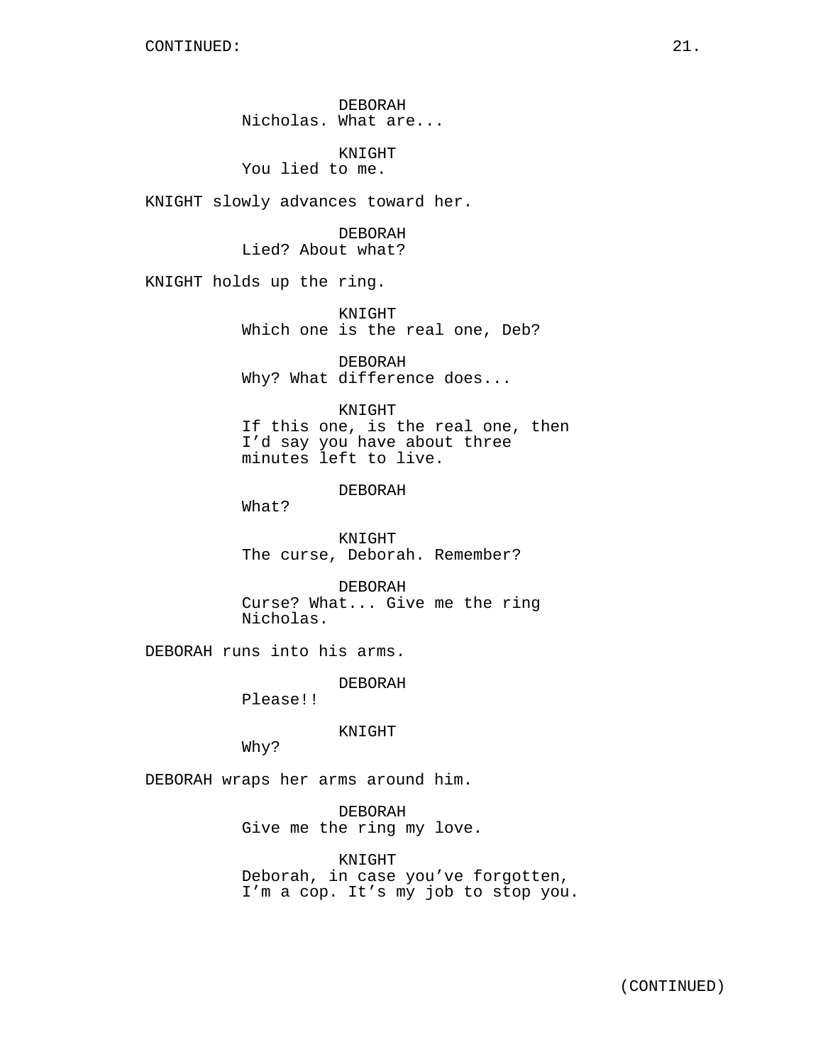DEBORAH
Nicholas. What are...

KNIGHT
You lied to me.

KNIGHT slowly advances toward her.

DEBORAH
Lied? About what?

KNIGHT holds up the ring.

KNIGHT
Which one is the real one, Deb?

DEBORAH
Why? What difference does...

KNIGHT
If this one, is the real one, then I'd say you have about three minutes left to live.

DEBORAH
What?

KNIGHT
The curse, Deborah. Remember?

DEBORAH
Curse? What... Give me the ring Nicholas.

DEBORAH runs into his arms.

DEBORAH
Please!!

KNIGHT
Why?

DEBORAH wraps her arms around him.

DEBORAH
Give me the ring my love.

KNIGHT
Deborah, in case you've forgotten, I'm a cop. It's my job to stop you.

(CONTINUED)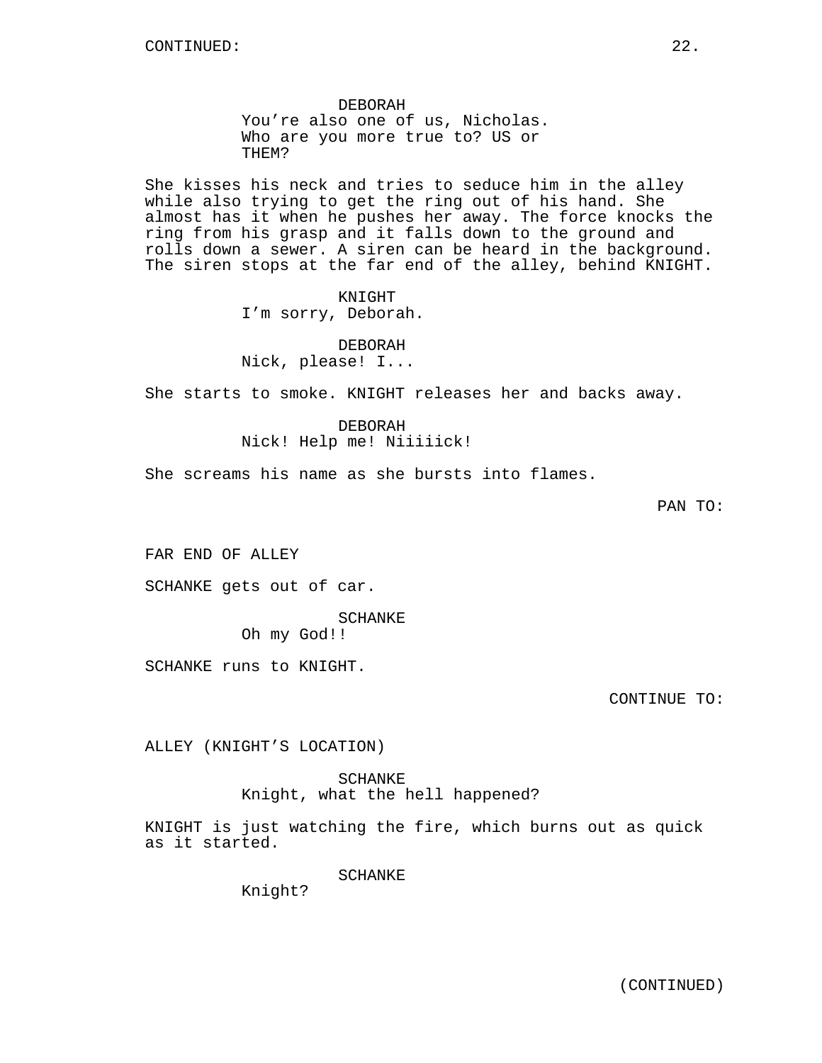CONTINUED:

DEBORAH
You're also one of us, Nicholas. Who are you more true to? US or THEM?

She kisses his neck and tries to seduce him in the alley while also trying to get the ring out of his hand. She almost has it when he pushes her away. The force knocks the ring from his grasp and it falls down to the ground and rolls down a sewer. A siren can be heard in the background. The siren stops at the far end of the alley, behind KNIGHT.

KNIGHT
I'm sorry, Deborah.

DEBORAH
Nick, please! I...

She starts to smoke. KNIGHT releases her and backs away.

DEBORAH
Nick! Help me! Niiiiick!

She screams his name as she bursts into flames.

PAN TO:

FAR END OF ALLEY

SCHANKE gets out of car.

SCHANKE
Oh my God!!

SCHANKE runs to KNIGHT.

CONTINUE TO:

ALLEY (KNIGHT'S LOCATION)

SCHANKE
Knight, what the hell happened?

KNIGHT is just watching the fire, which burns out as quick as it started.

SCHANKE
Knight?

(CONTINUED)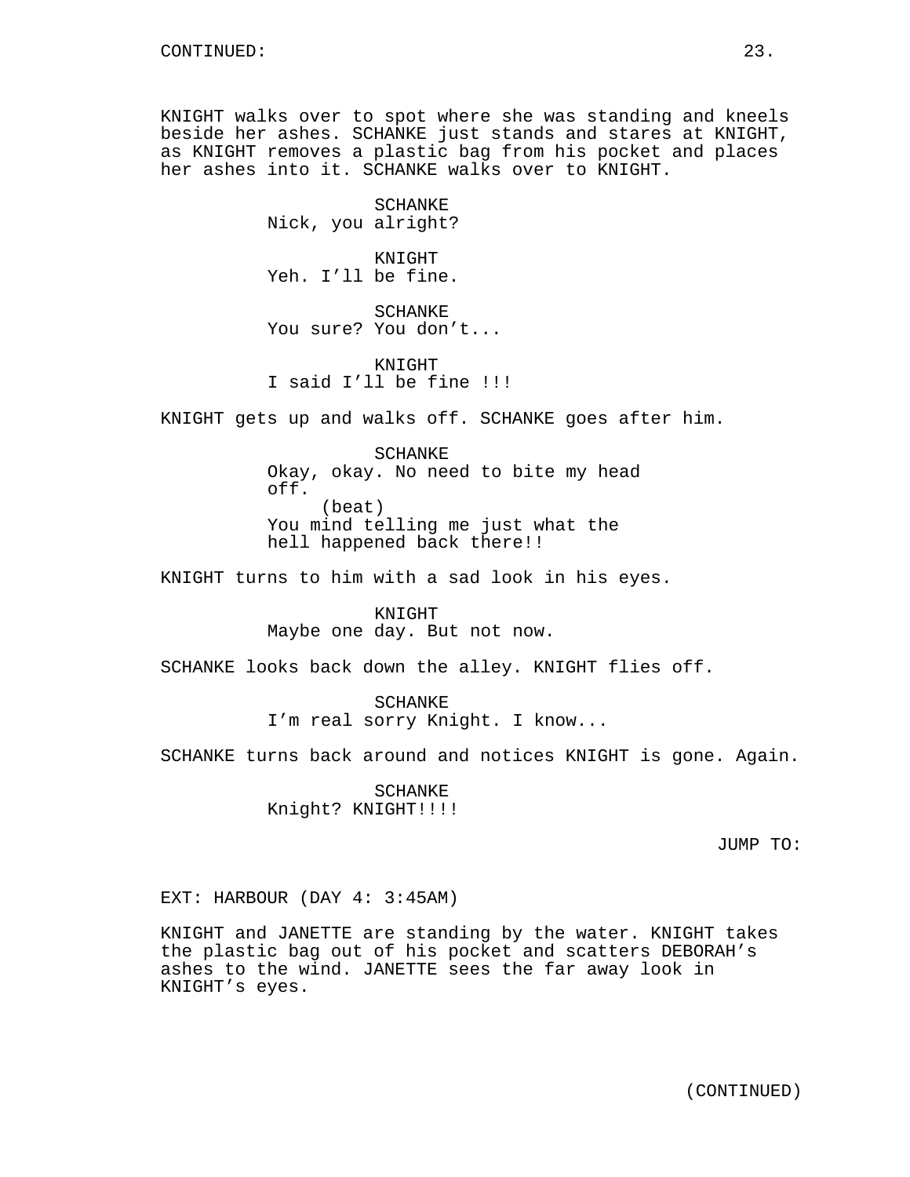KNIGHT walks over to spot where she was standing and kneels beside her ashes. SCHANKE just stands and stares at KNIGHT, as KNIGHT removes a plastic bag from his pocket and places her ashes into it. SCHANKE walks over to KNIGHT.

SCHANKE
Nick, you alright?

KNIGHT
Yeh. I'll be fine.

SCHANKE
You sure? You don't...

KNIGHT
I said I'll be fine !!!

KNIGHT gets up and walks off. SCHANKE goes after him.

SCHANKE
Okay, okay. No need to bite my head off.
(beat)
You mind telling me just what the hell happened back there!!

KNIGHT turns to him with a sad look in his eyes.

KNIGHT
Maybe one day. But not now.

SCHANKE looks back down the alley. KNIGHT flies off.

SCHANKE
I'm real sorry Knight. I know...

SCHANKE turns back around and notices KNIGHT is gone. Again.

SCHANKE
Knight? KNIGHT!!!!

JUMP TO:

EXT: HARBOUR (DAY 4: 3:45AM)

KNIGHT and JANETTE are standing by the water. KNIGHT takes the plastic bag out of his pocket and scatters DEBORAH's ashes to the wind. JANETTE sees the far away look in KNIGHT's eyes.

(CONTINUED)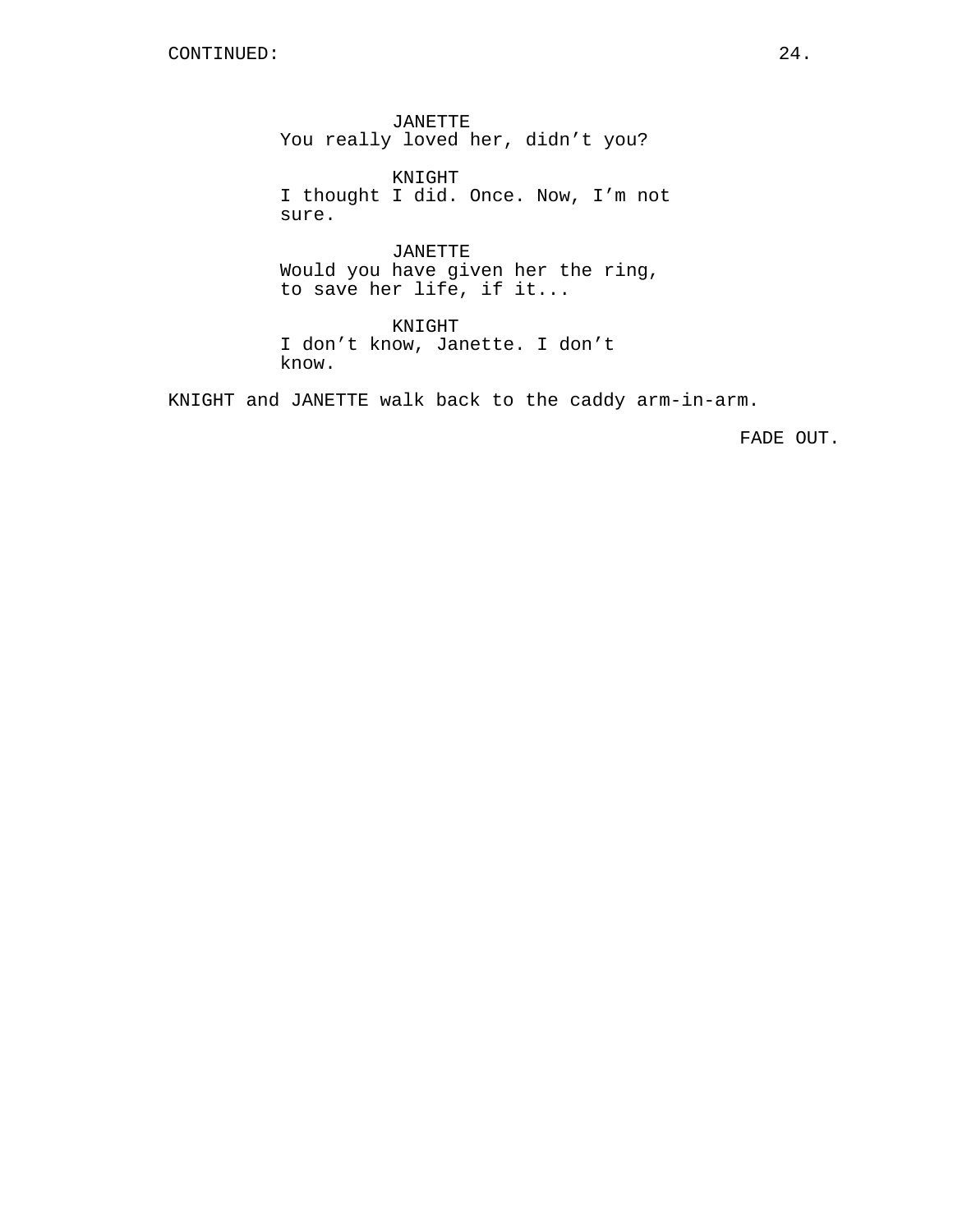JANETTE
You really loved her, didn't you?

KNIGHT
I thought I did. Once. Now, I'm not sure.

JANETTE
Would you have given her the ring, to save her life, if it...

KNIGHT
I don't know, Janette. I don't know.

KNIGHT and JANETTE walk back to the caddy arm-in-arm.

FADE OUT.